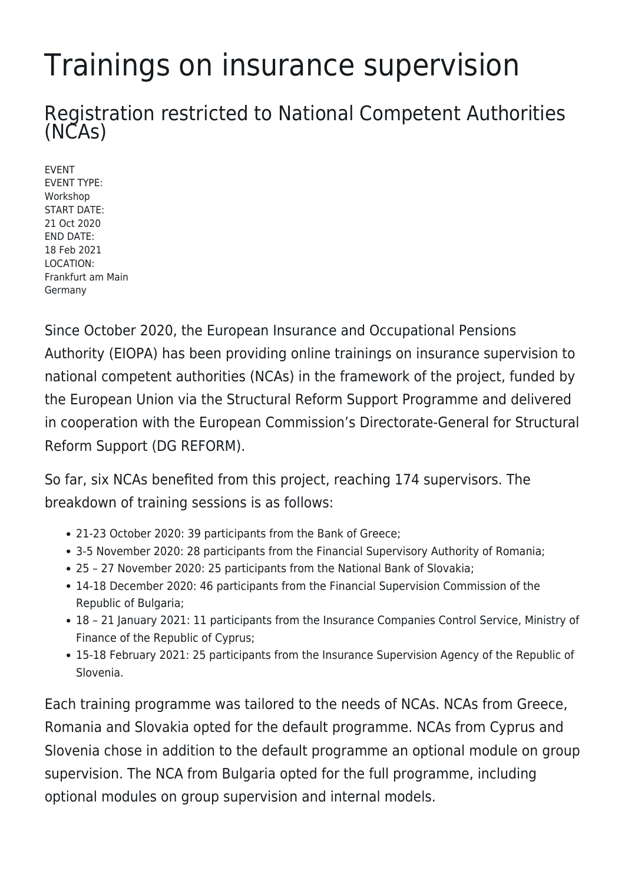# Trainings on insurance supervision

## Registration restricted to National Competent Authorities (NCAs)

EVENT
EVENT TYPE:
Workshop
START DATE:
21 Oct 2020
END DATE:
18 Feb 2021
LOCATION:
Frankfurt am Main
Germany

Since October 2020, the European Insurance and Occupational Pensions Authority (EIOPA) has been providing online trainings on insurance supervision to national competent authorities (NCAs) in the framework of the project, funded by the European Union via the Structural Reform Support Programme and delivered in cooperation with the European Commission's Directorate-General for Structural Reform Support (DG REFORM).

So far, six NCAs benefited from this project, reaching 174 supervisors. The breakdown of training sessions is as follows:

- 21-23 October 2020: 39 participants from the Bank of Greece;
- 3-5 November 2020: 28 participants from the Financial Supervisory Authority of Romania;
- 25 – 27 November 2020: 25 participants from the National Bank of Slovakia;
- 14-18 December 2020: 46 participants from the Financial Supervision Commission of the Republic of Bulgaria;
- 18 – 21 January 2021: 11 participants from the Insurance Companies Control Service, Ministry of Finance of the Republic of Cyprus;
- 15-18 February 2021: 25 participants from the Insurance Supervision Agency of the Republic of Slovenia.

Each training programme was tailored to the needs of NCAs. NCAs from Greece, Romania and Slovakia opted for the default programme. NCAs from Cyprus and Slovenia chose in addition to the default programme an optional module on group supervision. The NCA from Bulgaria opted for the full programme, including optional modules on group supervision and internal models.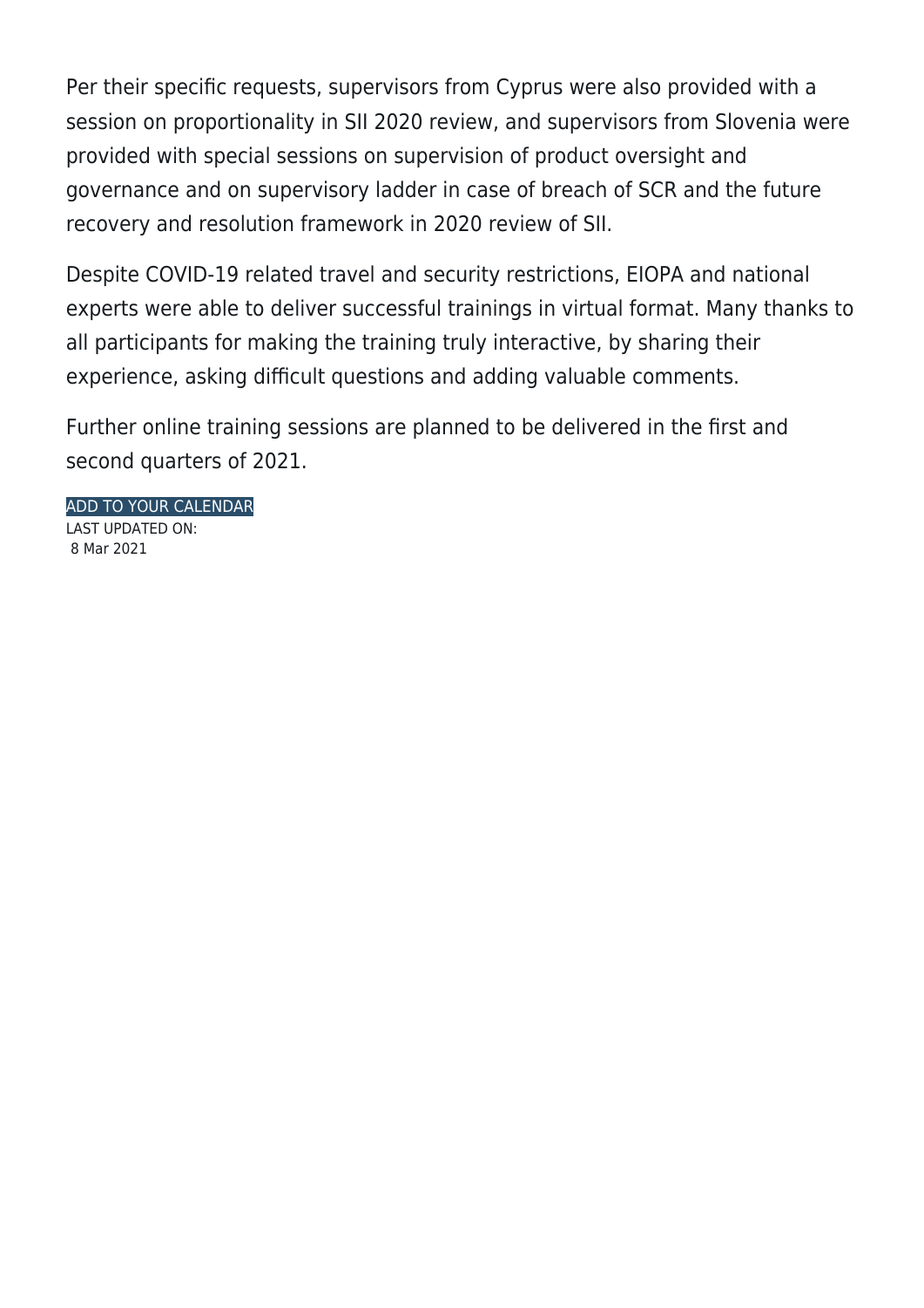Per their specific requests, supervisors from Cyprus were also provided with a session on proportionality in SII 2020 review, and supervisors from Slovenia were provided with special sessions on supervision of product oversight and governance and on supervisory ladder in case of breach of SCR and the future recovery and resolution framework in 2020 review of SII.

Despite COVID-19 related travel and security restrictions, EIOPA and national experts were able to deliver successful trainings in virtual format. Many thanks to all participants for making the training truly interactive, by sharing their experience, asking difficult questions and adding valuable comments.

Further online training sessions are planned to be delivered in the first and second quarters of 2021.

ADD TO YOUR CALENDAR

LAST UPDATED ON:
8 Mar 2021